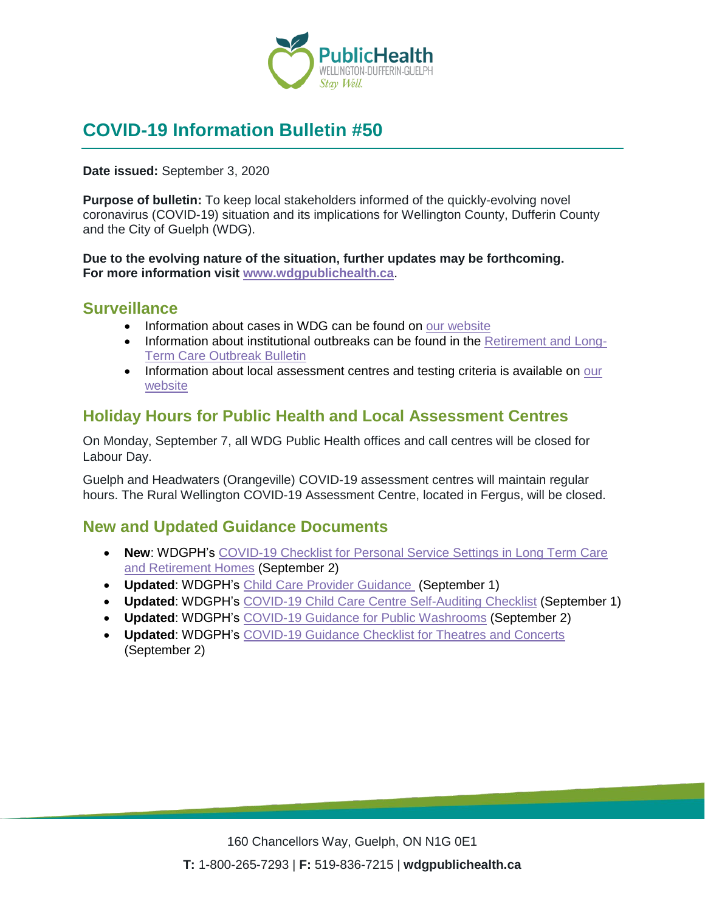# COVID-19 Information Bulletin #50

**Date issued:** September 3, 2020

**Purpose of bulletin:** To keep local stakeholders informed of the quickly-evolving novel coronavirus (COVID-19) situation and its implications for Wellington County, Dufferin County and the City of Guelph (WDG).

**Due to the evolving nature of the situation, further updates may be forthcoming. For more information visit www.wdgpublichealth.ca.**

## Surveillance

- Information about cases in WDG can be found on our website
- Information about institutional outbreaks can be found in the Retirement and Long-Term Care Outbreak Bulletin
- Information about local assessment centres and testing criteria is available on our website

## Holiday Hours for Public Health and Local Assessment Centres

On Monday, September 7, all WDG Public Health offices and call centres will be closed for Labour Day.

Guelph and Headwaters (Orangeville) COVID-19 assessment centres will maintain regular hours. The Rural Wellington COVID-19 Assessment Centre, located in Fergus, will be closed.

## New and Updated Guidance Documents

- **New**: WDGPH's COVID-19 Checklist for Personal Service Settings in Long Term Care and Retirement Homes (September 2)
- **Updated**: WDGPH's Child Care Provider Guidance (September 1)
- **Updated**: WDGPH's COVID-19 Child Care Centre Self-Auditing Checklist (September 1)
- **Updated**: WDGPH's COVID-19 Guidance for Public Washrooms (September 2)
- **Updated**: WDGPH's COVID-19 Guidance Checklist for Theatres and Concerts (September 2)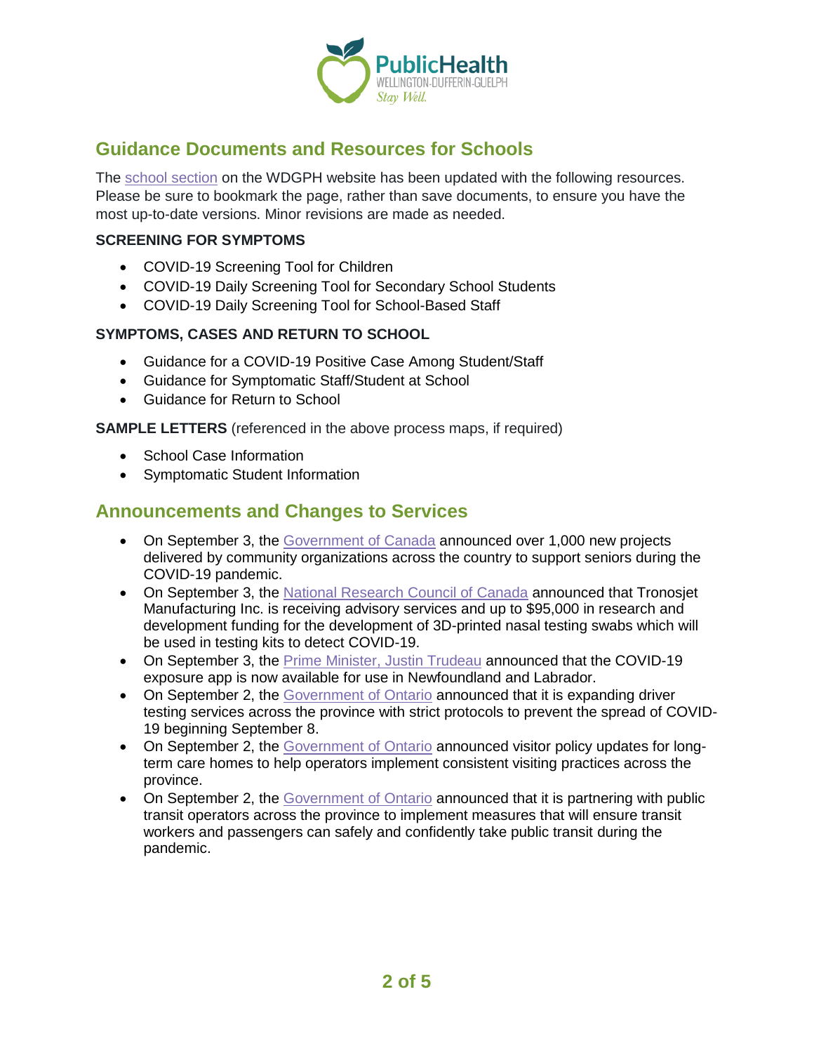## Guidance Documents and Resources for Schools

The school section on the WDGPH website has been updated with the following resources. Please be sure to bookmark the page, rather than save documents, to ensure you have the most up-to-date versions. Minor revisions are made as needed.

**SCREENING FOR SYMPTOMS**

- COVID-19 Screening Tool for Children
- COVID-19 Daily Screening Tool for Secondary School Students
- COVID-19 Daily Screening Tool for School-Based Staff

**SYMPTOMS, CASES AND RETURN TO SCHOOL**

- Guidance for a COVID-19 Positive Case Among Student/Staff
- Guidance for Symptomatic Staff/Student at School
- Guidance for Return to School

**SAMPLE LETTERS** (referenced in the above process maps, if required)

- School Case Information
- Symptomatic Student Information

## Announcements and Changes to Services

- On September 3, the Government of Canada announced over 1,000 new projects delivered by community organizations across the country to support seniors during the COVID-19 pandemic.
- On September 3, the National Research Council of Canada announced that Tronosjet Manufacturing Inc. is receiving advisory services and up to $95,000 in research and development funding for the development of 3D-printed nasal testing swabs which will be used in testing kits to detect COVID-19.
- On September 3, the Prime Minister, Justin Trudeau announced that the COVID-19 exposure app is now available for use in Newfoundland and Labrador.
- On September 2, the Government of Ontario announced that it is expanding driver testing services across the province with strict protocols to prevent the spread of COVID-19 beginning September 8.
- On September 2, the Government of Ontario announced visitor policy updates for long-term care homes to help operators implement consistent visiting practices across the province.
- On September 2, the Government of Ontario announced that it is partnering with public transit operators across the province to implement measures that will ensure transit workers and passengers can safely and confidently take public transit during the pandemic.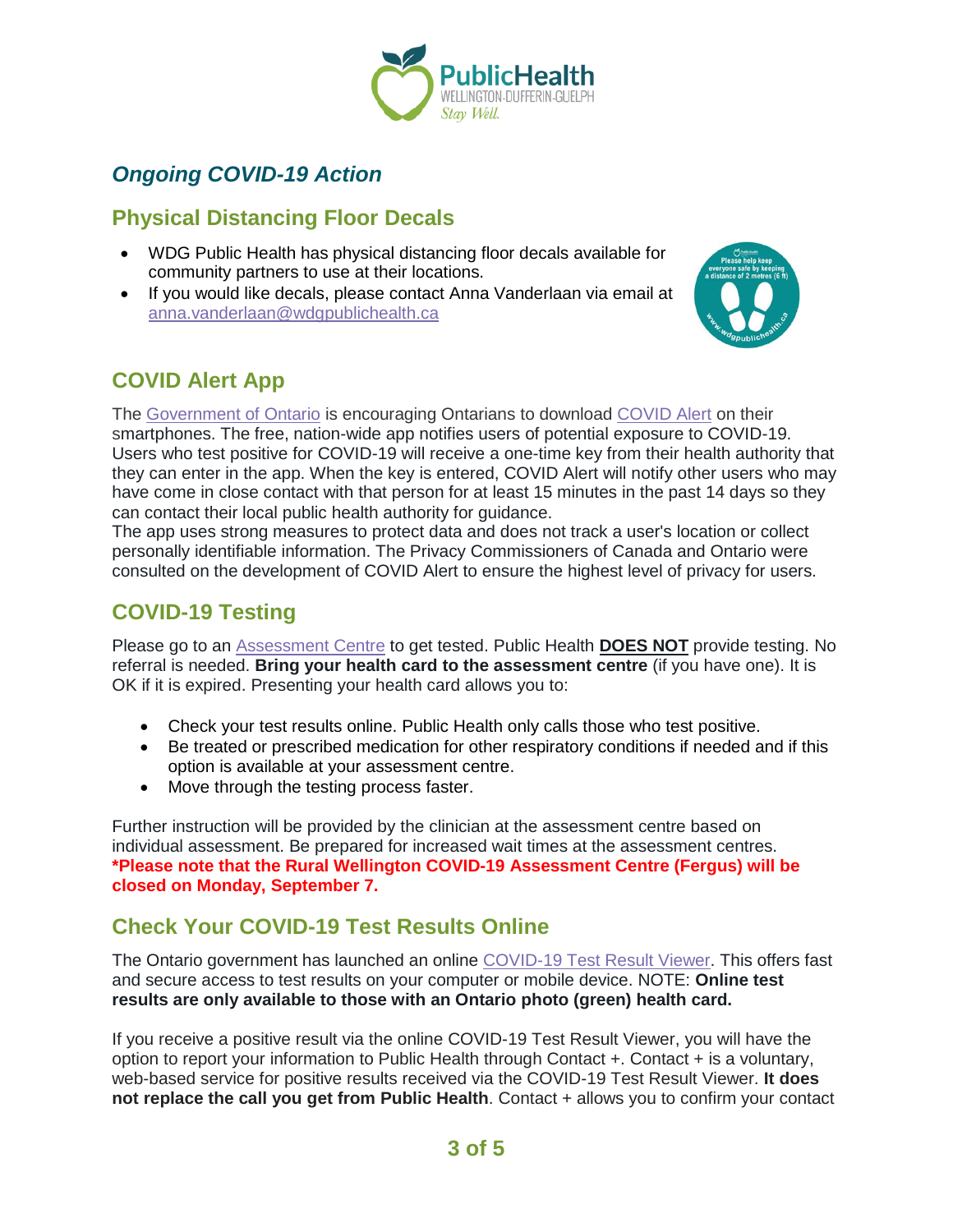## *Ongoing COVID-19 Action*

### Physical Distancing Floor Decals

- WDG Public Health has physical distancing floor decals available for community partners to use at their locations.
- If you would like decals, please contact Anna Vanderlaan via email at anna.vanderlaan@wdgpublichealth.ca

### COVID Alert App

The Government of Ontario is encouraging Ontarians to download COVID Alert on their smartphones. The free, nation-wide app notifies users of potential exposure to COVID-19. Users who test positive for COVID-19 will receive a one-time key from their health authority that they can enter in the app. When the key is entered, COVID Alert will notify other users who may have come in close contact with that person for at least 15 minutes in the past 14 days so they can contact their local public health authority for guidance.

The app uses strong measures to protect data and does not track a user's location or collect personally identifiable information. The Privacy Commissioners of Canada and Ontario were consulted on the development of COVID Alert to ensure the highest level of privacy for users.

### COVID-19 Testing

Please go to an Assessment Centre to get tested. Public Health **DOES NOT** provide testing. No referral is needed. **Bring your health card to the assessment centre** (if you have one). It is OK if it is expired. Presenting your health card allows you to:

- Check your test results online. Public Health only calls those who test positive.
- Be treated or prescribed medication for other respiratory conditions if needed and if this option is available at your assessment centre.
- Move through the testing process faster.

Further instruction will be provided by the clinician at the assessment centre based on individual assessment. Be prepared for increased wait times at the assessment centres.
**\*Please note that the Rural Wellington COVID-19 Assessment Centre (Fergus) will be closed on Monday, September 7.**

### Check Your COVID-19 Test Results Online

The Ontario government has launched an online COVID-19 Test Result Viewer. This offers fast and secure access to test results on your computer or mobile device. NOTE: **Online test results are only available to those with an Ontario photo (green) health card.**

If you receive a positive result via the online COVID-19 Test Result Viewer, you will have the option to report your information to Public Health through Contact +. Contact + is a voluntary, web-based service for positive results received via the COVID-19 Test Result Viewer. **It does not replace the call you get from Public Health**. Contact + allows you to confirm your contact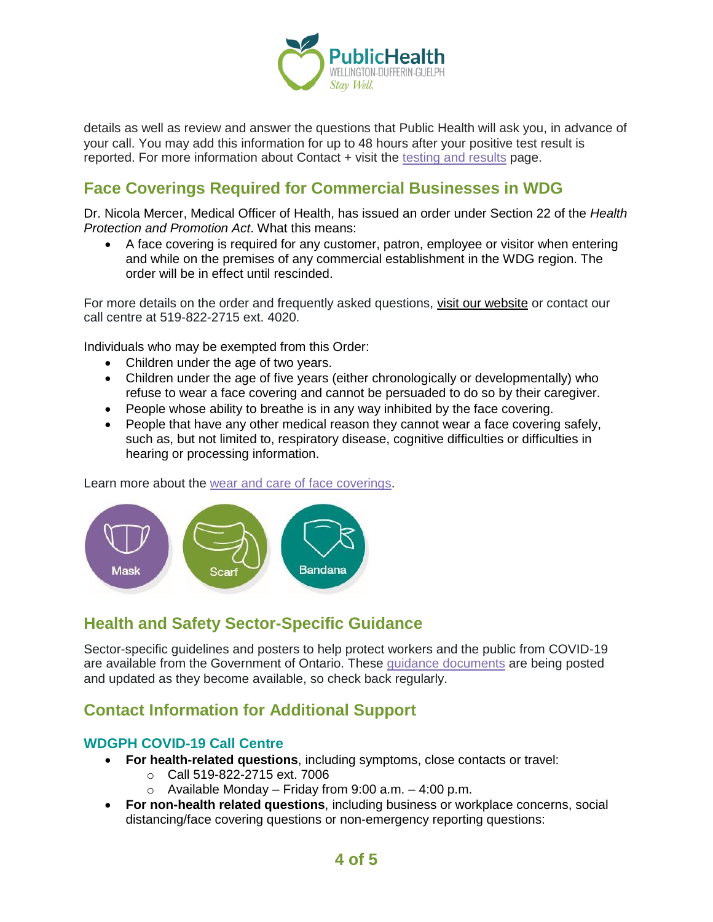details as well as review and answer the questions that Public Health will ask you, in advance of your call. You may add this information for up to 48 hours after your positive test result is reported. For more information about Contact + visit the testing and results page.

## Face Coverings Required for Commercial Businesses in WDG

Dr. Nicola Mercer, Medical Officer of Health, has issued an order under Section 22 of the *Health Protection and Promotion Act*. What this means:

- A face covering is required for any customer, patron, employee or visitor when entering and while on the premises of any commercial establishment in the WDG region. The order will be in effect until rescinded.

For more details on the order and frequently asked questions, visit our website or contact our call centre at 519-822-2715 ext. 4020.

Individuals who may be exempted from this Order:

- Children under the age of two years.
- Children under the age of five years (either chronologically or developmentally) who refuse to wear a face covering and cannot be persuaded to do so by their caregiver.
- People whose ability to breathe is in any way inhibited by the face covering.
- People that have any other medical reason they cannot wear a face covering safely, such as, but not limited to, respiratory disease, cognitive difficulties or difficulties in hearing or processing information.

Learn more about the wear and care of face coverings.

Mask Scarf Bandana

## Health and Safety Sector-Specific Guidance

Sector-specific guidelines and posters to help protect workers and the public from COVID-19 are available from the Government of Ontario. These guidance documents are being posted and updated as they become available, so check back regularly.

## Contact Information for Additional Support

### WDGPH COVID-19 Call Centre

- **For health-related questions**, including symptoms, close contacts or travel:
  - Call 519-822-2715 ext. 7006
  - Available Monday – Friday from 9:00 a.m. – 4:00 p.m.
- **For non-health related questions**, including business or workplace concerns, social distancing/face covering questions or non-emergency reporting questions: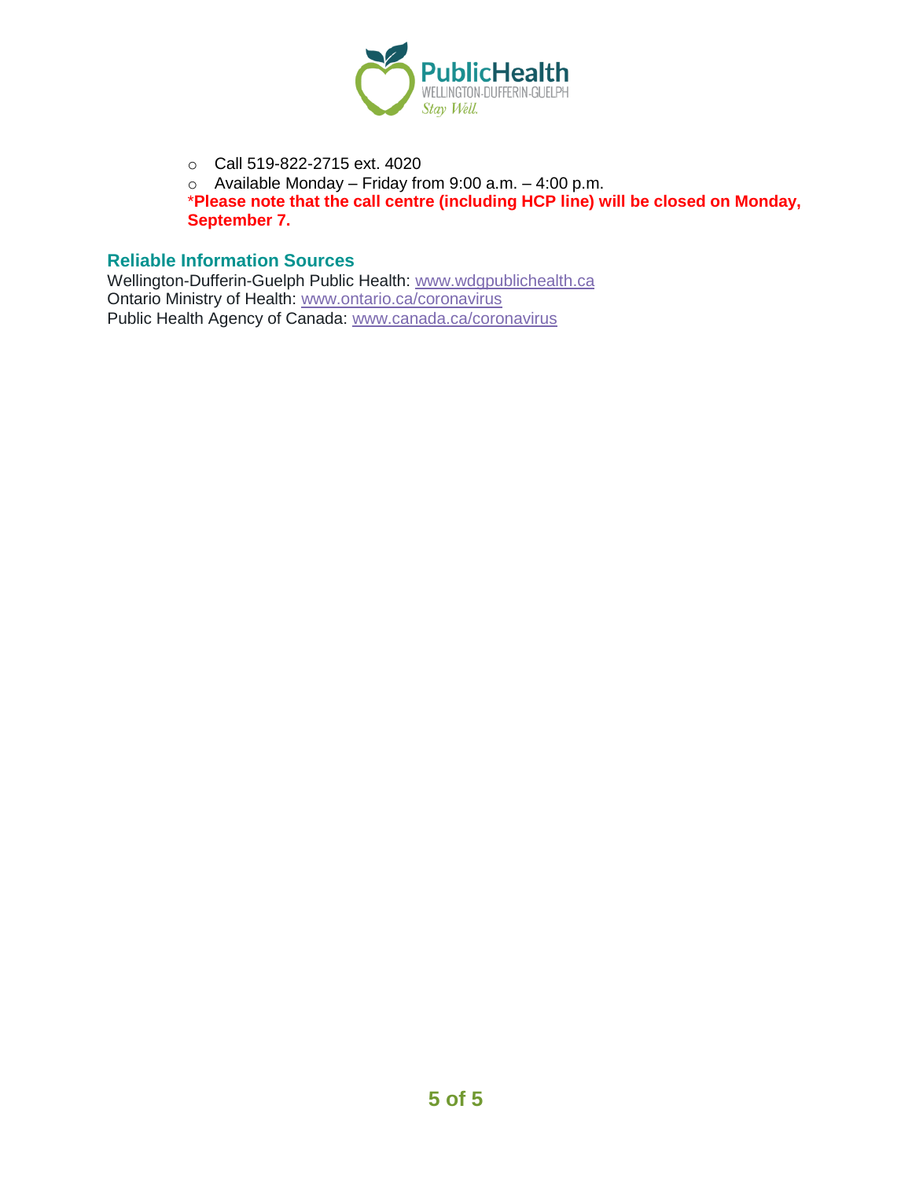- Call 519-822-2715 ext. 4020
- Available Monday – Friday from 9:00 a.m. – 4:00 p.m.

**\*Please note that the call centre (including HCP line) will be closed on Monday, September 7.**

## Reliable Information Sources

Wellington-Dufferin-Guelph Public Health: [www.wdgpublichealth.ca](http://www.wdgpublichealth.ca)
Ontario Ministry of Health: [www.ontario.ca/coronavirus](http://www.ontario.ca/coronavirus)
Public Health Agency of Canada: [www.canada.ca/coronavirus](http://www.canada.ca/coronavirus)